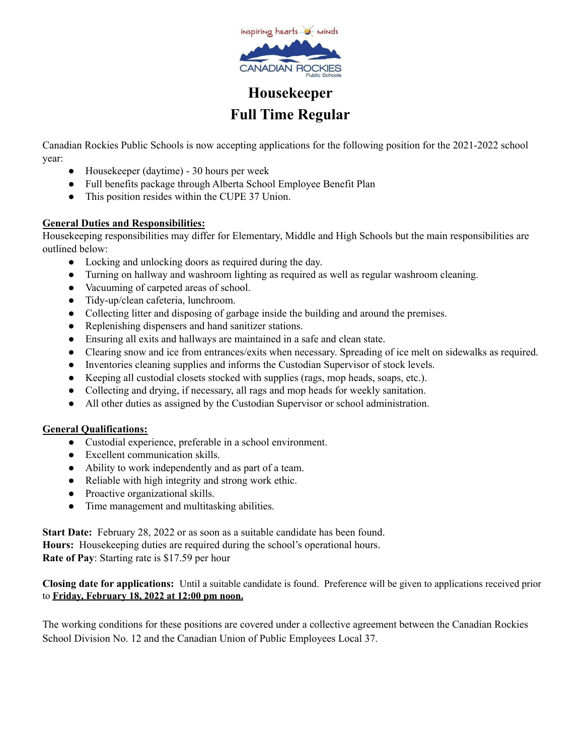inspiring hearts minds

CANADIAN ROCKIES Public Schools

# Housekeeper
# Full Time Regular

Canadian Rockies Public Schools is now accepting applications for the following position for the 2021-2022 school year:

- Housekeeper (daytime) - 30 hours per week
- Full benefits package through Alberta School Employee Benefit Plan
- This position resides within the CUPE 37 Union.

**General Duties and Responsibilities:**

Housekeeping responsibilities may differ for Elementary, Middle and High Schools but the main responsibilities are outlined below:

- Locking and unlocking doors as required during the day.
- Turning on hallway and washroom lighting as required as well as regular washroom cleaning.
- Vacuuming of carpeted areas of school.
- Tidy-up/clean cafeteria, lunchroom.
- Collecting litter and disposing of garbage inside the building and around the premises.
- Replenishing dispensers and hand sanitizer stations.
- Ensuring all exits and hallways are maintained in a safe and clean state.
- Clearing snow and ice from entrances/exits when necessary. Spreading of ice melt on sidewalks as required.
- Inventories cleaning supplies and informs the Custodian Supervisor of stock levels.
- Keeping all custodial closets stocked with supplies (rags, mop heads, soaps, etc.).
- Collecting and drying, if necessary, all rags and mop heads for weekly sanitation.
- All other duties as assigned by the Custodian Supervisor or school administration.

**General Qualifications:**

- Custodial experience, preferable in a school environment.
- Excellent communication skills.
- Ability to work independently and as part of a team.
- Reliable with high integrity and strong work ethic.
- Proactive organizational skills.
- Time management and multitasking abilities.

**Start Date:** February 28, 2022 or as soon as a suitable candidate has been found.
**Hours:** Housekeeping duties are required during the school's operational hours.
**Rate of Pay**: Starting rate is $17.59 per hour

**Closing date for applications:** Until a suitable candidate is found. Preference will be given to applications received prior to **Friday, February 18, 2022 at 12:00 pm noon.**

The working conditions for these positions are covered under a collective agreement between the Canadian Rockies School Division No. 12 and the Canadian Union of Public Employees Local 37.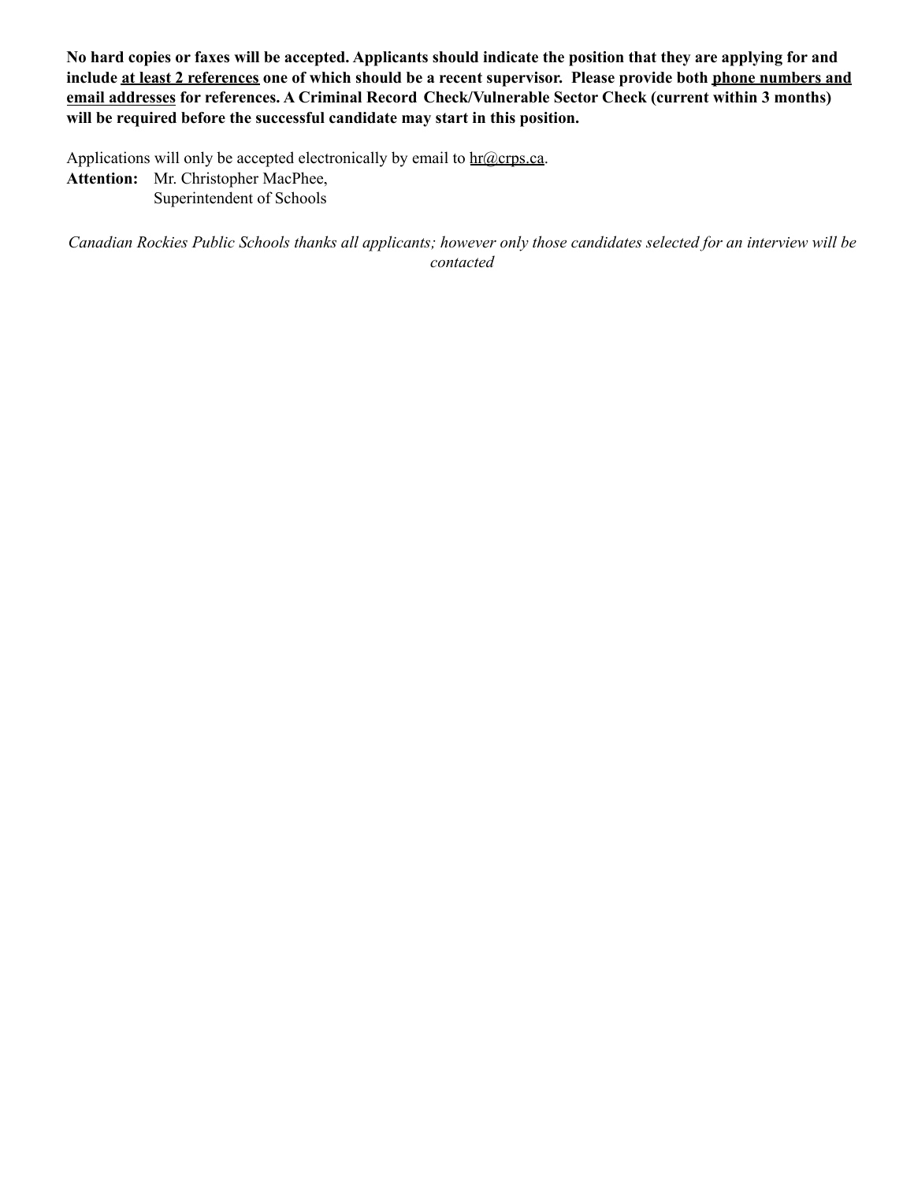**No hard copies or faxes will be accepted. Applicants should indicate the position that they are applying for and include <u>at least 2 references</u> one of which should be a recent supervisor. Please provide both <u>phone numbers and email addresses</u> for references. A Criminal Record Check/Vulnerable Sector Check (current within 3 months) will be required before the successful candidate may start in this position.**

Applications will only be accepted electronically by email to hr@crps.ca.

**Attention:** Mr. Christopher MacPhee,
Superintendent of Schools

*Canadian Rockies Public Schools thanks all applicants; however only those candidates selected for an interview will be contacted*